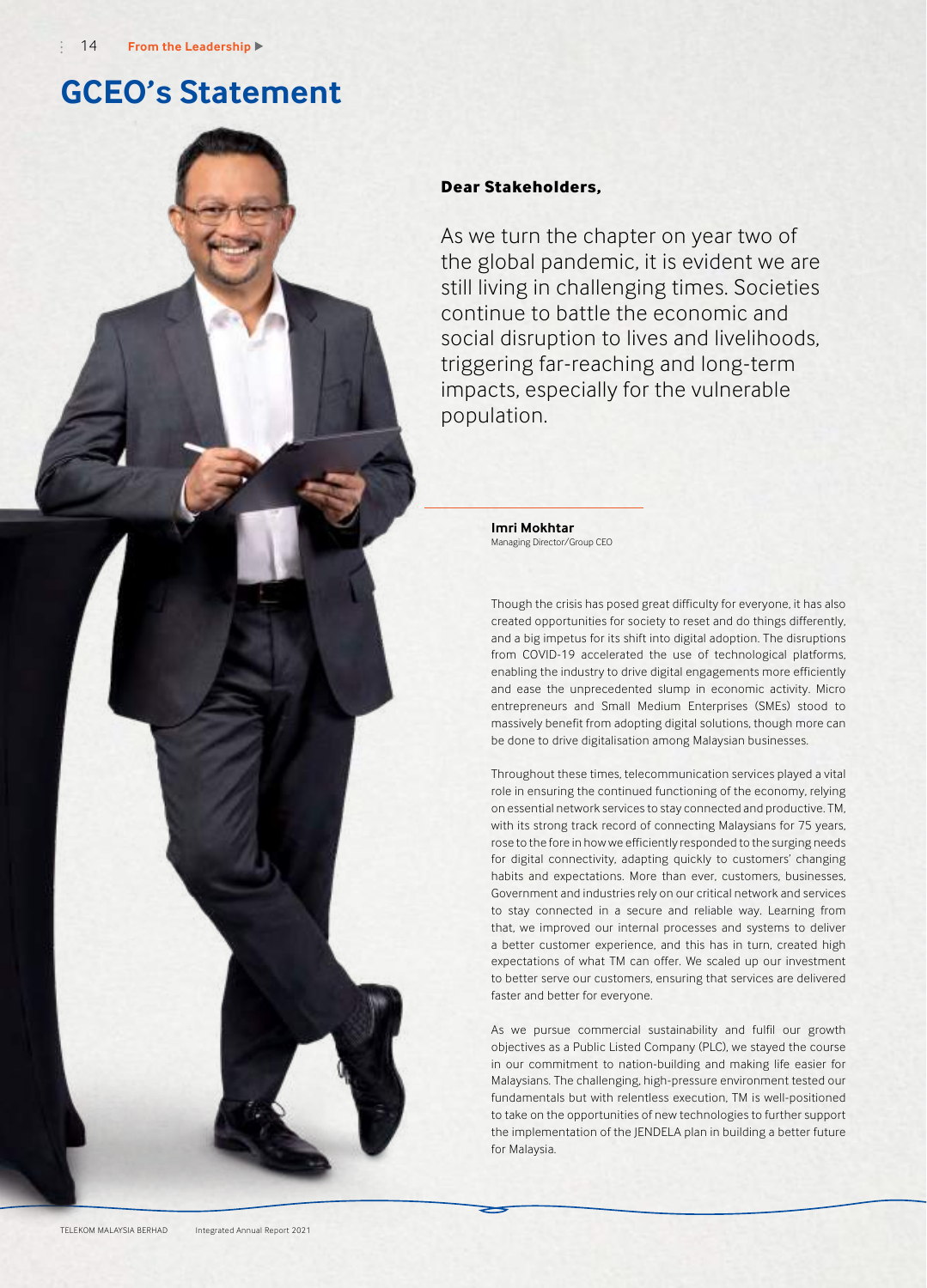# GCEO's Statement

**Dear Stakeholders,**

As we turn the chapter on year two of the global pandemic, it is evident we are still living in challenging times. Societies continue to battle the economic and social disruption to lives and livelihoods, triggering far-reaching and long-term impacts, especially for the vulnerable population.

**Imri Mokhtar**
Managing Director/Group CEO

Though the crisis has posed great difficulty for everyone, it has also created opportunities for society to reset and do things differently, and a big impetus for its shift into digital adoption. The disruptions from COVID-19 accelerated the use of technological platforms, enabling the industry to drive digital engagements more efficiently and ease the unprecedented slump in economic activity. Micro entrepreneurs and Small Medium Enterprises (SMEs) stood to massively benefit from adopting digital solutions, though more can be done to drive digitalisation among Malaysian businesses.

Throughout these times, telecommunication services played a vital role in ensuring the continued functioning of the economy, relying on essential network services to stay connected and productive. TM, with its strong track record of connecting Malaysians for 75 years, rose to the fore in how we efficiently responded to the surging needs for digital connectivity, adapting quickly to customers' changing habits and expectations. More than ever, customers, businesses, Government and industries rely on our critical network and services to stay connected in a secure and reliable way. Learning from that, we improved our internal processes and systems to deliver a better customer experience, and this has in turn, created high expectations of what TM can offer. We scaled up our investment to better serve our customers, ensuring that services are delivered faster and better for everyone.

As we pursue commercial sustainability and fulfil our growth objectives as a Public Listed Company (PLC), we stayed the course in our commitment to nation-building and making life easier for Malaysians. The challenging, high-pressure environment tested our fundamentals but with relentless execution, TM is well-positioned to take on the opportunities of new technologies to further support the implementation of the JENDELA plan in building a better future for Malaysia.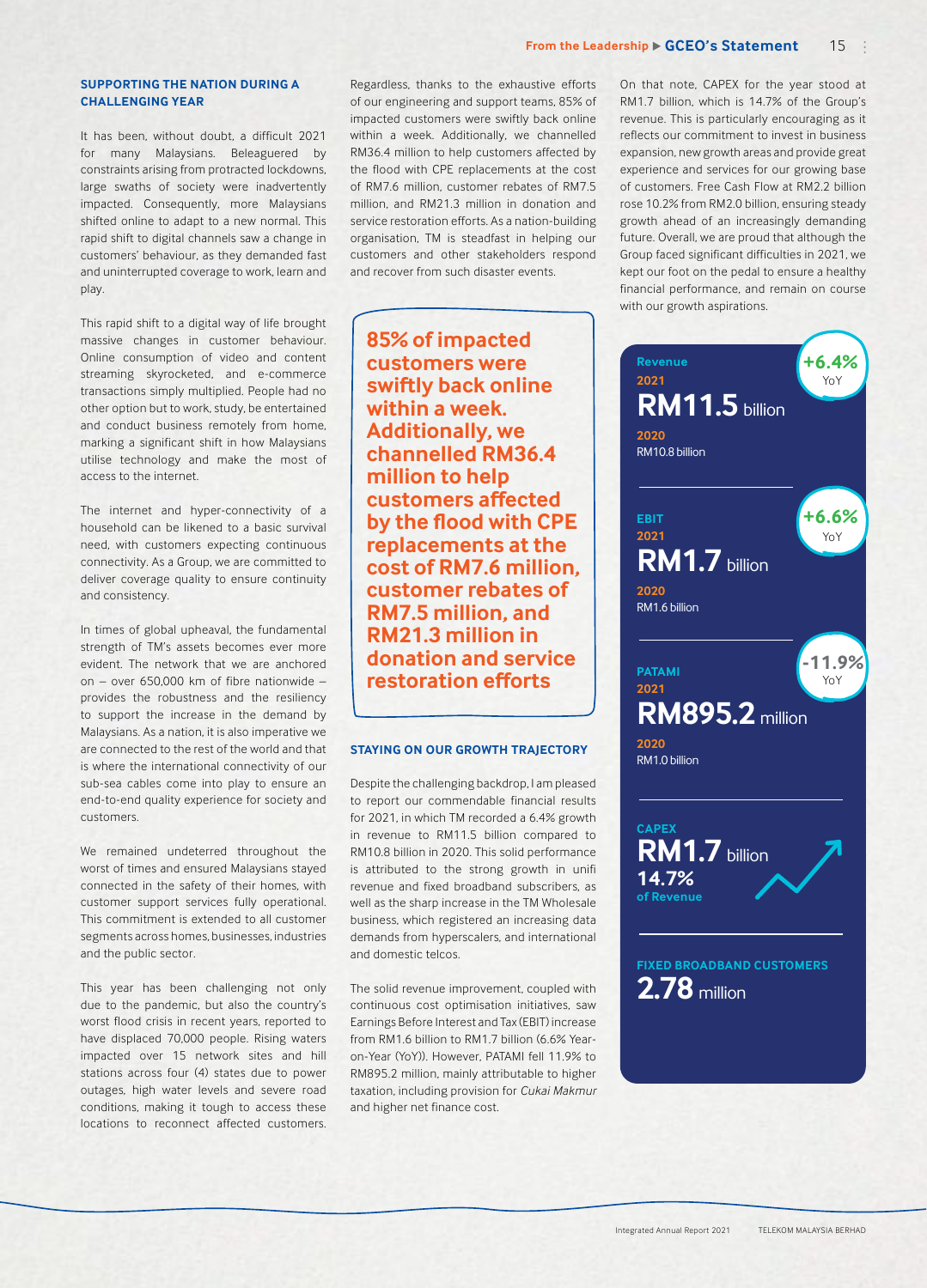## SUPPORTING THE NATION DURING A CHALLENGING YEAR

It has been, without doubt, a difficult 2021 for many Malaysians. Beleaguered by constraints arising from protracted lockdowns, large swaths of society were inadvertently impacted. Consequently, more Malaysians shifted online to adapt to a new normal. This rapid shift to digital channels saw a change in customers' behaviour, as they demanded fast and uninterrupted coverage to work, learn and play.

This rapid shift to a digital way of life brought massive changes in customer behaviour. Online consumption of video and content streaming skyrocketed, and e-commerce transactions simply multiplied. People had no other option but to work, study, be entertained and conduct business remotely from home, marking a significant shift in how Malaysians utilise technology and make the most of access to the internet.

The internet and hyper-connectivity of a household can be likened to a basic survival need, with customers expecting continuous connectivity. As a Group, we are committed to deliver coverage quality to ensure continuity and consistency.

In times of global upheaval, the fundamental strength of TM's assets becomes ever more evident. The network that we are anchored on – over 650,000 km of fibre nationwide – provides the robustness and the resiliency to support the increase in the demand by Malaysians. As a nation, it is also imperative we are connected to the rest of the world and that is where the international connectivity of our sub-sea cables come into play to ensure an end-to-end quality experience for society and customers.

We remained undeterred throughout the worst of times and ensured Malaysians stayed connected in the safety of their homes, with customer support services fully operational. This commitment is extended to all customer segments across homes, businesses, industries and the public sector.

This year has been challenging not only due to the pandemic, but also the country's worst flood crisis in recent years, reported to have displaced 70,000 people. Rising waters impacted over 15 network sites and hill stations across four (4) states due to power outages, high water levels and severe road conditions, making it tough to access these locations to reconnect affected customers. Regardless, thanks to the exhaustive efforts of our engineering and support teams, 85% of impacted customers were swiftly back online within a week. Additionally, we channelled RM36.4 million to help customers affected by the flood with CPE replacements at the cost of RM7.6 million, customer rebates of RM7.5 million, and RM21.3 million in donation and service restoration efforts. As a nation-building organisation, TM is steadfast in helping our customers and other stakeholders respond and recover from such disaster events.

**85% of impacted customers were swiftly back online within a week. Additionally, we channelled RM36.4 million to help customers affected by the flood with CPE replacements at the cost of RM7.6 million, customer rebates of RM7.5 million, and RM21.3 million in donation and service restoration efforts**

## STAYING ON OUR GROWTH TRAJECTORY

Despite the challenging backdrop, I am pleased to report our commendable financial results for 2021, in which TM recorded a 6.4% growth in revenue to RM11.5 billion compared to RM10.8 billion in 2020. This solid performance is attributed to the strong growth in unifi revenue and fixed broadband subscribers, as well as the sharp increase in the TM Wholesale business, which registered an increasing data demands from hyperscalers, and international and domestic telcos.

The solid revenue improvement, coupled with continuous cost optimisation initiatives, saw Earnings Before Interest and Tax (EBIT) increase from RM1.6 billion to RM1.7 billion (6.6% Year-on-Year (YoY)). However, PATAMI fell 11.9% to RM895.2 million, mainly attributable to higher taxation, including provision for *Cukai Makmur* and higher net finance cost.

On that note, CAPEX for the year stood at RM1.7 billion, which is 14.7% of the Group's revenue. This is particularly encouraging as it reflects our commitment to invest in business expansion, new growth areas and provide great experience and services for our growing base of customers. Free Cash Flow at RM2.2 billion rose 10.2% from RM2.0 billion, ensuring steady growth ahead of an increasingly demanding future. Overall, we are proud that although the Group faced significant difficulties in 2021, we kept our foot on the pedal to ensure a healthy financial performance, and remain on course with our growth aspirations.

**Revenue**
2021: **RM11.5 billion** (+6.4% YoY)
2020: RM10.8 billion

**EBIT**
2021: **RM1.7 billion** (+6.6% YoY)
2020: RM1.6 billion

**PATAMI**
2021: **RM895.2 million** (-11.9% YoY)
2020: RM1.0 billion

**CAPEX**
**RM1.7 billion**
**14.7%** of Revenue

**FIXED BROADBAND CUSTOMERS**
**2.78 million**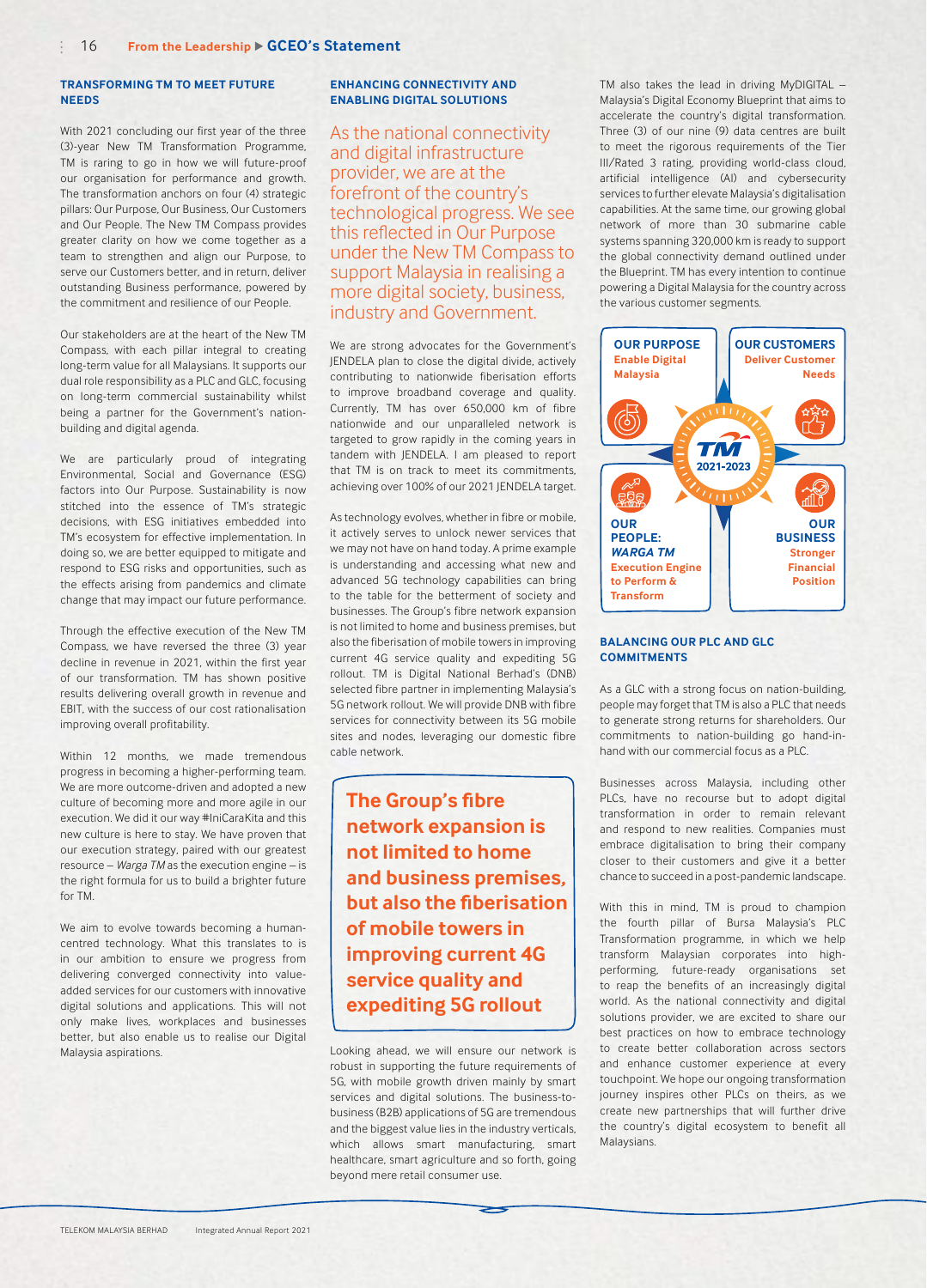### TRANSFORMING TM TO MEET FUTURE NEEDS

With 2021 concluding our first year of the three (3)-year New TM Transformation Programme, TM is raring to go in how we will future-proof our organisation for performance and growth. The transformation anchors on four (4) strategic pillars: Our Purpose, Our Business, Our Customers and Our People. The New TM Compass provides greater clarity on how we come together as a team to strengthen and align our Purpose, to serve our Customers better, and in return, deliver outstanding Business performance, powered by the commitment and resilience of our People.

Our stakeholders are at the heart of the New TM Compass, with each pillar integral to creating long-term value for all Malaysians. It supports our dual role responsibility as a PLC and GLC, focusing on long-term commercial sustainability whilst being a partner for the Government's nation-building and digital agenda.

We are particularly proud of integrating Environmental, Social and Governance (ESG) factors into Our Purpose. Sustainability is now stitched into the essence of TM's strategic decisions, with ESG initiatives embedded into TM's ecosystem for effective implementation. In doing so, we are better equipped to mitigate and respond to ESG risks and opportunities, such as the effects arising from pandemics and climate change that may impact our future performance.

Through the effective execution of the New TM Compass, we have reversed the three (3) year decline in revenue in 2021, within the first year of our transformation. TM has shown positive results delivering overall growth in revenue and EBIT, with the success of our cost rationalisation improving overall profitability.

Within 12 months, we made tremendous progress in becoming a higher-performing team. We are more outcome-driven and adopted a new culture of becoming more and more agile in our execution. We did it our way #IniCaraKita and this new culture is here to stay. We have proven that our execution strategy, paired with our greatest resource – *Warga TM* as the execution engine – is the right formula for us to build a brighter future for TM.

We aim to evolve towards becoming a human-centred technology. What this translates to is in our ambition to ensure we progress from delivering converged connectivity into value-added services for our customers with innovative digital solutions and applications. This will not only make lives, workplaces and businesses better, but also enable us to realise our Digital Malaysia aspirations.

### ENHANCING CONNECTIVITY AND ENABLING DIGITAL SOLUTIONS

As the national connectivity and digital infrastructure provider, we are at the forefront of the country's technological progress. We see this reflected in Our Purpose under the New TM Compass to support Malaysia in realising a more digital society, business, industry and Government.

We are strong advocates for the Government's JENDELA plan to close the digital divide, actively contributing to nationwide fiberisation efforts to improve broadband coverage and quality. Currently, TM has over 650,000 km of fibre nationwide and our unparalleled network is targeted to grow rapidly in the coming years in tandem with JENDELA. I am pleased to report that TM is on track to meet its commitments, achieving over 100% of our 2021 JENDELA target.

As technology evolves, whether in fibre or mobile, it actively serves to unlock newer services that we may not have on hand today. A prime example is understanding and accessing what new and advanced 5G technology capabilities can bring to the table for the betterment of society and businesses. The Group's fibre network expansion is not limited to home and business premises, but also the fiberisation of mobile towers in improving current 4G service quality and expediting 5G rollout. TM is Digital National Berhad's (DNB) selected fibre partner in implementing Malaysia's 5G network rollout. We will provide DNB with fibre services for connectivity between its 5G mobile sites and nodes, leveraging our domestic fibre cable network.

**The Group's fibre network expansion is not limited to home and business premises, but also the fiberisation of mobile towers in improving current 4G service quality and expediting 5G rollout**

Looking ahead, we will ensure our network is robust in supporting the future requirements of 5G, with mobile growth driven mainly by smart services and digital solutions. The business-to-business (B2B) applications of 5G are tremendous and the biggest value lies in the industry verticals, which allows smart manufacturing, smart healthcare, smart agriculture and so forth, going beyond mere retail consumer use.

TM also takes the lead in driving MyDIGITAL – Malaysia's Digital Economy Blueprint that aims to accelerate the country's digital transformation. Three (3) of our nine (9) data centres are built to meet the rigorous requirements of the Tier III/Rated 3 rating, providing world-class cloud, artificial intelligence (AI) and cybersecurity services to further elevate Malaysia's digitalisation capabilities. At the same time, our growing global network of more than 30 submarine cable systems spanning 320,000 km is ready to support the global connectivity demand outlined under the Blueprint. TM has every intention to continue powering a Digital Malaysia for the country across the various customer segments.

**OUR PURPOSE** – Enable Digital Malaysia

**OUR CUSTOMERS** – Deliver Customer Needs

TM 2021-2023

**OUR PEOPLE: *WARGA TM*** – Execution Engine to Perform & Transform

**OUR BUSINESS** – Stronger Financial Position

### BALANCING OUR PLC AND GLC COMMITMENTS

As a GLC with a strong focus on nation-building, people may forget that TM is also a PLC that needs to generate strong returns for shareholders. Our commitments to nation-building go hand-in-hand with our commercial focus as a PLC.

Businesses across Malaysia, including other PLCs, have no recourse but to adopt digital transformation in order to remain relevant and respond to new realities. Companies must embrace digitalisation to bring their company closer to their customers and give it a better chance to succeed in a post-pandemic landscape.

With this in mind, TM is proud to champion the fourth pillar of Bursa Malaysia's PLC Transformation programme, in which we help transform Malaysian corporates into high-performing, future-ready organisations set to reap the benefits of an increasingly digital world. As the national connectivity and digital solutions provider, we are excited to share our best practices on how to embrace technology to create better collaboration across sectors and enhance customer experience at every touchpoint. We hope our ongoing transformation journey inspires other PLCs on theirs, as we create new partnerships that will further drive the country's digital ecosystem to benefit all Malaysians.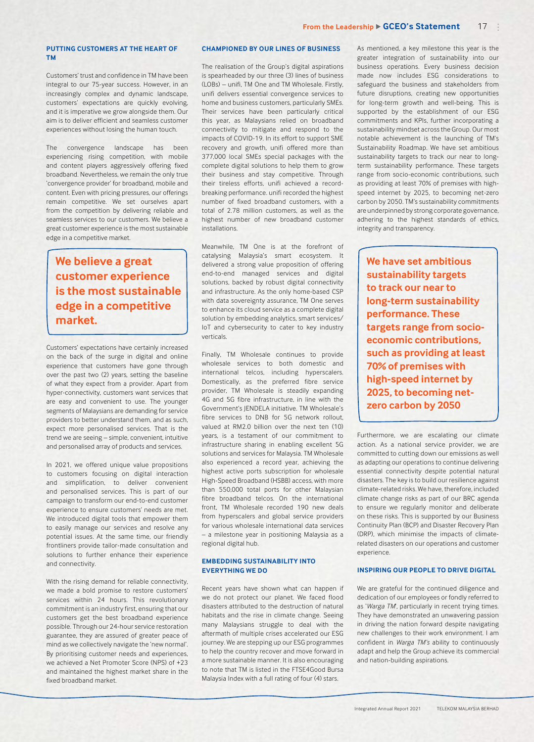## PUTTING CUSTOMERS AT THE HEART OF TM

Customers' trust and confidence in TM have been integral to our 75-year success. However, in an increasingly complex and dynamic landscape, customers' expectations are quickly evolving, and it is imperative we grow alongside them. Our aim is to deliver efficient and seamless customer experiences without losing the human touch.

The convergence landscape has been experiencing rising competition, with mobile and content players aggressively offering fixed broadband. Nevertheless, we remain the only true 'convergence provider' for broadband, mobile and content. Even with pricing pressures, our offerings remain competitive. We set ourselves apart from the competition by delivering reliable and seamless services to our customers. We believe a great customer experience is the most sustainable edge in a competitive market.

> **We believe a great customer experience is the most sustainable edge in a competitive market.**

Customers' expectations have certainly increased on the back of the surge in digital and online experience that customers have gone through over the past two (2) years, setting the baseline of what they expect from a provider. Apart from hyper-connectivity, customers want services that are easy and convenient to use. The younger segments of Malaysians are demanding for service providers to better understand them, and as such, expect more personalised services. That is the trend we are seeing – simple, convenient, intuitive and personalised array of products and services.

In 2021, we offered unique value propositions to customers focusing on digital interaction and simplification, to deliver convenient and personalised services. This is part of our campaign to transform our end-to-end customer experience to ensure customers' needs are met. We introduced digital tools that empower them to easily manage our services and resolve any potential issues. At the same time, our friendly frontliners provide tailor-made consultation and solutions to further enhance their experience and connectivity.

With the rising demand for reliable connectivity, we made a bold promise to restore customers' services within 24 hours. This revolutionary commitment is an industry first, ensuring that our customers get the best broadband experience possible. Through our 24-hour service restoration guarantee, they are assured of greater peace of mind as we collectively navigate the 'new normal'. By prioritising customer needs and experiences, we achieved a Net Promoter Score (NPS) of +23 and maintained the highest market share in the fixed broadband market.

## CHAMPIONED BY OUR LINES OF BUSINESS

The realisation of the Group's digital aspirations is spearheaded by our three (3) lines of business (LOBs) – unifi, TM One and TM Wholesale. Firstly, unifi delivers essential convergence services to home and business customers, particularly SMEs. Their services have been particularly critical this year, as Malaysians relied on broadband connectivity to mitigate and respond to the impacts of COVID-19. In its effort to support SME recovery and growth, unifi offered more than 377,000 local SMEs special packages with the complete digital solutions to help them to grow their business and stay competitive. Through their tireless efforts, unifi achieved a record-breaking performance. unifi recorded the highest number of fixed broadband customers, with a total of 2.78 million customers, as well as the highest number of new broadband customer installations.

Meanwhile, TM One is at the forefront of catalysing Malaysia's smart ecosystem. It delivered a strong value proposition of offering end-to-end managed services and digital solutions, backed by robust digital connectivity and infrastructure. As the only home-based CSP with data sovereignty assurance, TM One serves to enhance its cloud service as a complete digital solution by embedding analytics, smart services/IoT and cybersecurity to cater to key industry verticals.

Finally, TM Wholesale continues to provide wholesale services to both domestic and international telcos, including hyperscalers. Domestically, as the preferred fibre service provider, TM Wholesale is steadily expanding 4G and 5G fibre infrastructure, in line with the Government's JENDELA initiative. TM Wholesale's fibre services to DNB for 5G network rollout, valued at RM2.0 billion over the next ten (10) years, is a testament of our commitment to infrastructure sharing in enabling excellent 5G solutions and services for Malaysia. TM Wholesale also experienced a record year, achieving the highest active ports subscription for wholesale High-Speed Broadband (HSBB) access, with more than 550,000 total ports for other Malaysian fibre broadband telcos. On the international front, TM Wholesale recorded 190 new deals from hyperscalers and global service providers for various wholesale international data services – a milestone year in positioning Malaysia as a regional digital hub.

## EMBEDDING SUSTAINABILITY INTO EVERYTHING WE DO

Recent years have shown what can happen if we do not protect our planet. We faced flood disasters attributed to the destruction of natural habitats and the rise in climate change. Seeing many Malaysians struggle to deal with the aftermath of multiple crises accelerated our ESG journey. We are stepping up our ESG programmes to help the country recover and move forward in a more sustainable manner. It is also encouraging to note that TM is listed in the FTSE4Good Bursa Malaysia Index with a full rating of four (4) stars.

As mentioned, a key milestone this year is the greater integration of sustainability into our business operations. Every business decision made now includes ESG considerations to safeguard the business and stakeholders from future disruptions, creating new opportunities for long-term growth and well-being. This is supported by the establishment of our ESG commitments and KPIs, further incorporating a sustainability mindset across the Group. Our most notable achievement is the launching of TM's Sustainability Roadmap. We have set ambitious sustainability targets to track our near to long-term sustainability performance. These targets range from socio-economic contributions, such as providing at least 70% of premises with high-speed internet by 2025, to becoming net-zero carbon by 2050. TM's sustainability commitments are underpinned by strong corporate governance, adhering to the highest standards of ethics, integrity and transparency.

> **We have set ambitious sustainability targets to track our near to long-term sustainability performance. These targets range from socio-economic contributions, such as providing at least 70% of premises with high-speed internet by 2025, to becoming net-zero carbon by 2050**

Furthermore, we are escalating our climate action. As a national service provider, we are committed to cutting down our emissions as well as adapting our operations to continue delivering essential connectivity despite potential natural disasters. The key is to build our resilience against climate-related risks. We have, therefore, included climate change risks as part of our BRC agenda to ensure we regularly monitor and deliberate on these risks. This is supported by our Business Continuity Plan (BCP) and Disaster Recovery Plan (DRP), which minimise the impacts of climate-related disasters on our operations and customer experience.

## INSPIRING OUR PEOPLE TO DRIVE DIGITAL

We are grateful for the continued diligence and dedication of our employees or fondly referred to as '*Warga TM*', particularly in recent trying times. They have demonstrated an unwavering passion in driving the nation forward despite navigating new challenges to their work environment. I am confident in *Warga TM's* ability to continuously adapt and help the Group achieve its commercial and nation-building aspirations.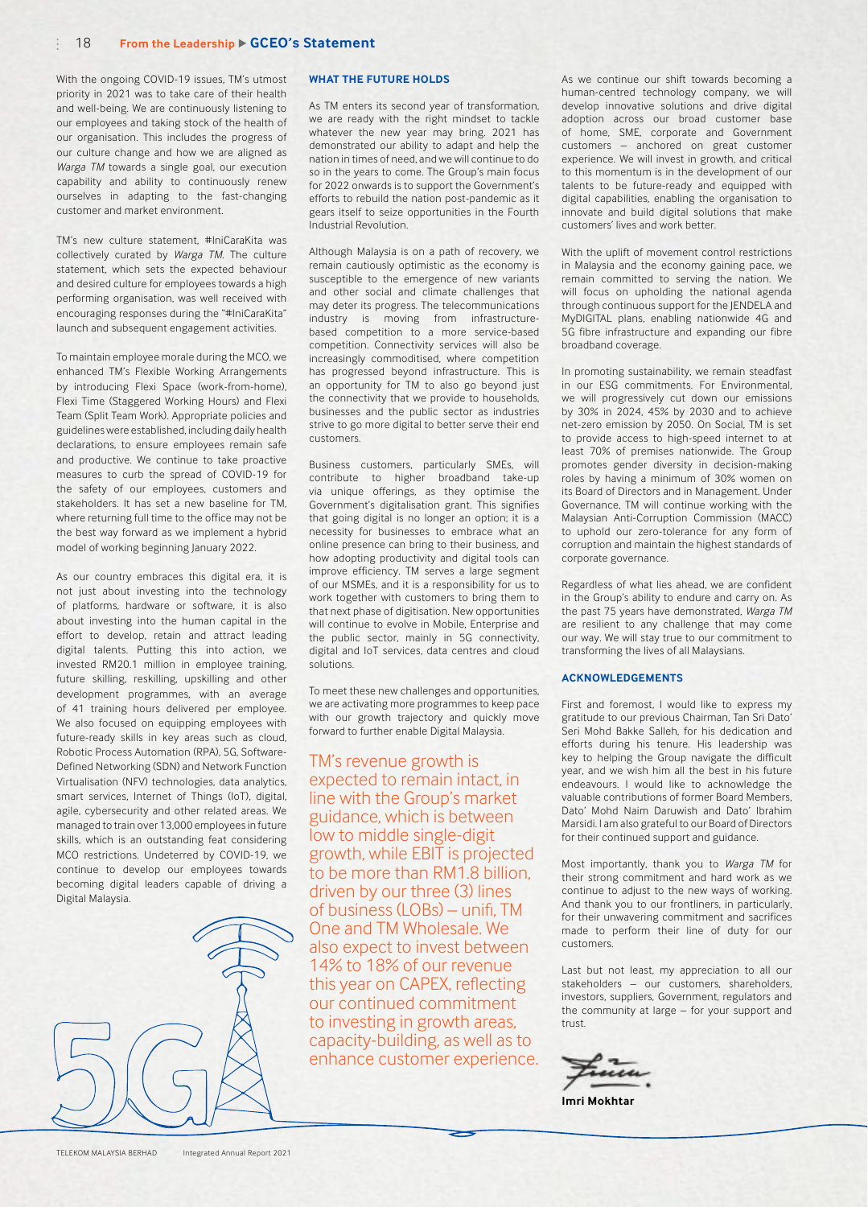With the ongoing COVID-19 issues, TM's utmost priority in 2021 was to take care of their health and well-being. We are continuously listening to our employees and taking stock of the health of our organisation. This includes the progress of our culture change and how we are aligned as *Warga TM* towards a single goal, our execution capability and ability to continuously renew ourselves in adapting to the fast-changing customer and market environment.

TM's new culture statement, #IniCaraKita was collectively curated by *Warga TM*. The culture statement, which sets the expected behaviour and desired culture for employees towards a high performing organisation, was well received with encouraging responses during the "#IniCaraKita" launch and subsequent engagement activities.

To maintain employee morale during the MCO, we enhanced TM's Flexible Working Arrangements by introducing Flexi Space (work-from-home), Flexi Time (Staggered Working Hours) and Flexi Team (Split Team Work). Appropriate policies and guidelines were established, including daily health declarations, to ensure employees remain safe and productive. We continue to take proactive measures to curb the spread of COVID-19 for the safety of our employees, customers and stakeholders. It has set a new baseline for TM, where returning full time to the office may not be the best way forward as we implement a hybrid model of working beginning January 2022.

As our country embraces this digital era, it is not just about investing into the technology of platforms, hardware or software, it is also about investing into the human capital in the effort to develop, retain and attract leading digital talents. Putting this into action, we invested RM20.1 million in employee training, future skilling, reskilling, upskilling and other development programmes, with an average of 41 training hours delivered per employee. We also focused on equipping employees with future-ready skills in key areas such as cloud, Robotic Process Automation (RPA), 5G, Software-Defined Networking (SDN) and Network Function Virtualisation (NFV) technologies, data analytics, smart services, Internet of Things (IoT), digital, agile, cybersecurity and other related areas. We managed to train over 13,000 employees in future skills, which is an outstanding feat considering MCO restrictions. Undeterred by COVID-19, we continue to develop our employees towards becoming digital leaders capable of driving a Digital Malaysia.

## WHAT THE FUTURE HOLDS

As TM enters its second year of transformation, we are ready with the right mindset to tackle whatever the new year may bring. 2021 has demonstrated our ability to adapt and help the nation in times of need, and we will continue to do so in the years to come. The Group's main focus for 2022 onwards is to support the Government's efforts to rebuild the nation post-pandemic as it gears itself to seize opportunities in the Fourth Industrial Revolution.

Although Malaysia is on a path of recovery, we remain cautiously optimistic as the economy is susceptible to the emergence of new variants and other social and climate challenges that may deter its progress. The telecommunications industry is moving from infrastructure-based competition to a more service-based competition. Connectivity services will also be increasingly commoditised, where competition has progressed beyond infrastructure. This is an opportunity for TM to also go beyond just the connectivity that we provide to households, businesses and the public sector as industries strive to go more digital to better serve their end customers.

Business customers, particularly SMEs, will contribute to higher broadband take-up via unique offerings, as they optimise the Government's digitalisation grant. This signifies that going digital is no longer an option; it is a necessity for businesses to embrace what an online presence can bring to their business, and how adopting productivity and digital tools can improve efficiency. TM serves a large segment of our MSMEs, and it is a responsibility for us to work together with customers to bring them to that next phase of digitisation. New opportunities will continue to evolve in Mobile, Enterprise and the public sector, mainly in 5G connectivity, digital and IoT services, data centres and cloud solutions.

To meet these new challenges and opportunities, we are activating more programmes to keep pace with our growth trajectory and quickly move forward to further enable Digital Malaysia.

> TM's revenue growth is expected to remain intact, in line with the Group's market guidance, which is between low to middle single-digit growth, while EBIT is projected to be more than RM1.8 billion, driven by our three (3) lines of business (LOBs) – unifi, TM One and TM Wholesale. We also expect to invest between 14% to 18% of our revenue this year on CAPEX, reflecting our continued commitment to investing in growth areas, capacity-building, as well as to enhance customer experience.

As we continue our shift towards becoming a human-centred technology company, we will develop innovative solutions and drive digital adoption across our broad customer base of home, SME, corporate and Government customers – anchored on great customer experience. We will invest in growth, and critical to this momentum is in the development of our talents to be future-ready and equipped with digital capabilities, enabling the organisation to innovate and build digital solutions that make customers' lives and work better.

With the uplift of movement control restrictions in Malaysia and the economy gaining pace, we remain committed to serving the nation. We will focus on upholding the national agenda through continuous support for the JENDELA and MyDIGITAL plans, enabling nationwide 4G and 5G fibre infrastructure and expanding our fibre broadband coverage.

In promoting sustainability, we remain steadfast in our ESG commitments. For Environmental, we will progressively cut down our emissions by 30% in 2024, 45% by 2030 and to achieve net-zero emission by 2050. On Social, TM is set to provide access to high-speed internet to at least 70% of premises nationwide. The Group promotes gender diversity in decision-making roles by having a minimum of 30% women on its Board of Directors and in Management. Under Governance, TM will continue working with the Malaysian Anti-Corruption Commission (MACC) to uphold our zero-tolerance for any form of corruption and maintain the highest standards of corporate governance.

Regardless of what lies ahead, we are confident in the Group's ability to endure and carry on. As the past 75 years have demonstrated, *Warga TM* are resilient to any challenge that may come our way. We will stay true to our commitment to transforming the lives of all Malaysians.

## ACKNOWLEDGEMENTS

First and foremost, I would like to express my gratitude to our previous Chairman, Tan Sri Dato' Seri Mohd Bakke Salleh, for his dedication and efforts during his tenure. His leadership was key to helping the Group navigate the difficult year, and we wish him all the best in his future endeavours. I would like to acknowledge the valuable contributions of former Board Members, Dato' Mohd Naim Daruwish and Dato' Ibrahim Marsidi. I am also grateful to our Board of Directors for their continued support and guidance.

Most importantly, thank you to *Warga TM* for their strong commitment and hard work as we continue to adjust to the new ways of working. And thank you to our frontliners, in particularly, for their unwavering commitment and sacrifices made to perform their line of duty for our customers.

Last but not least, my appreciation to all our stakeholders – our customers, shareholders, investors, suppliers, Government, regulators and the community at large – for your support and trust.

**Imri Mokhtar**